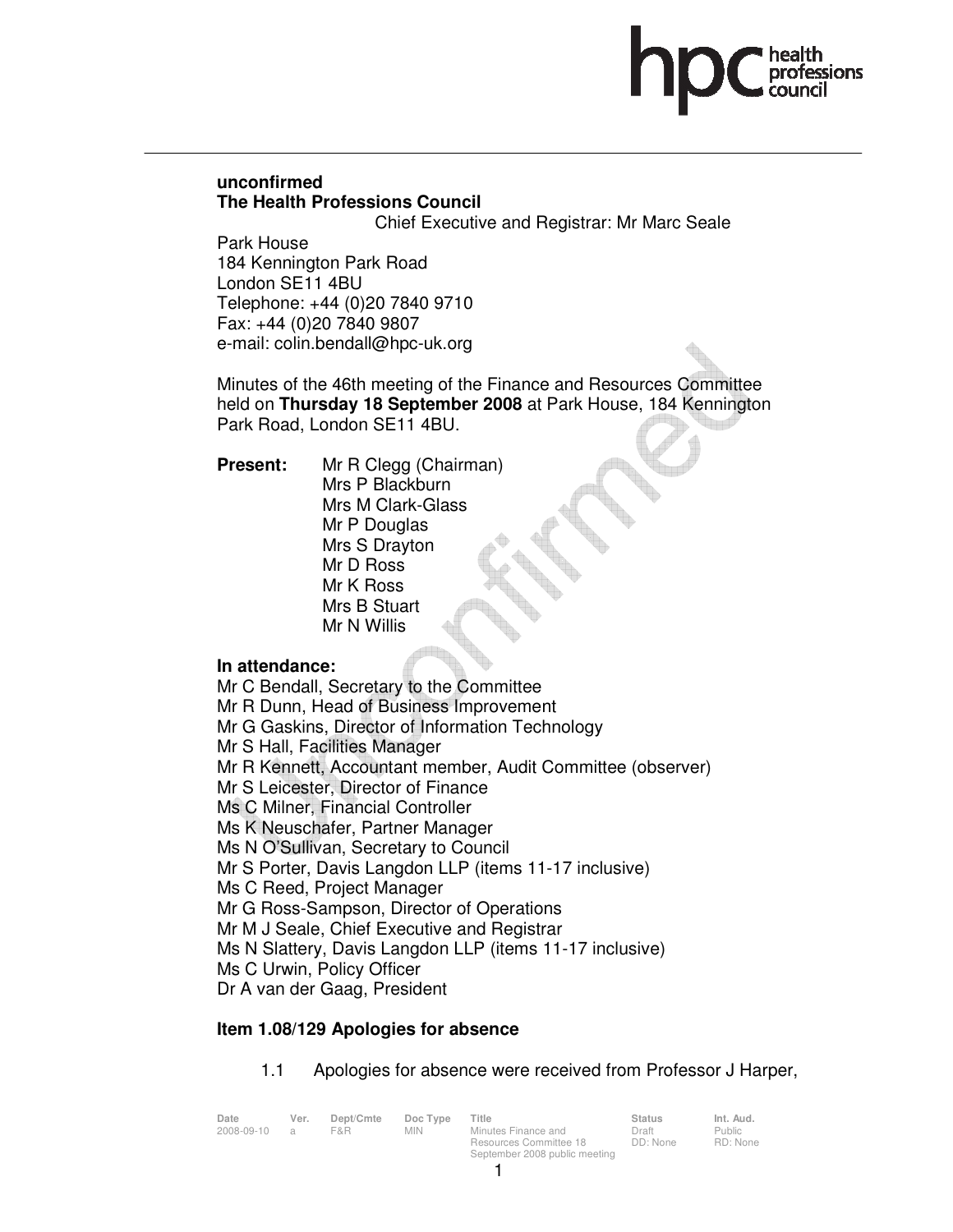**unconfirmed**
**The Health Professions Council**

Chief Executive and Registrar: Mr Marc Seale

Park House
184 Kennington Park Road
London SE11 4BU
Telephone: +44 (0)20 7840 9710
Fax: +44 (0)20 7840 9807
e-mail: colin.bendall@hpc-uk.org

Minutes of the 46th meeting of the Finance and Resources Committee held on **Thursday 18 September 2008** at Park House, 184 Kennington Park Road, London SE11 4BU.

**Present:**
Mr R Clegg (Chairman)
Mrs P Blackburn
Mrs M Clark-Glass
Mr P Douglas
Mrs S Drayton
Mr D Ross
Mr K Ross
Mrs B Stuart
Mr N Willis

**In attendance:**
Mr C Bendall, Secretary to the Committee
Mr R Dunn, Head of Business Improvement
Mr G Gaskins, Director of Information Technology
Mr S Hall, Facilities Manager
Mr R Kennett, Accountant member, Audit Committee (observer)
Mr S Leicester, Director of Finance
Ms C Milner, Financial Controller
Ms K Neuschafer, Partner Manager
Ms N O'Sullivan, Secretary to Council
Mr S Porter, Davis Langdon LLP (items 11-17 inclusive)
Ms C Reed, Project Manager
Mr G Ross-Sampson, Director of Operations
Mr M J Seale, Chief Executive and Registrar
Ms N Slattery, Davis Langdon LLP (items 11-17 inclusive)
Ms C Urwin, Policy Officer
Dr A van der Gaag, President

**Item 1.08/129 Apologies for absence**

1.1 Apologies for absence were received from Professor J Harper,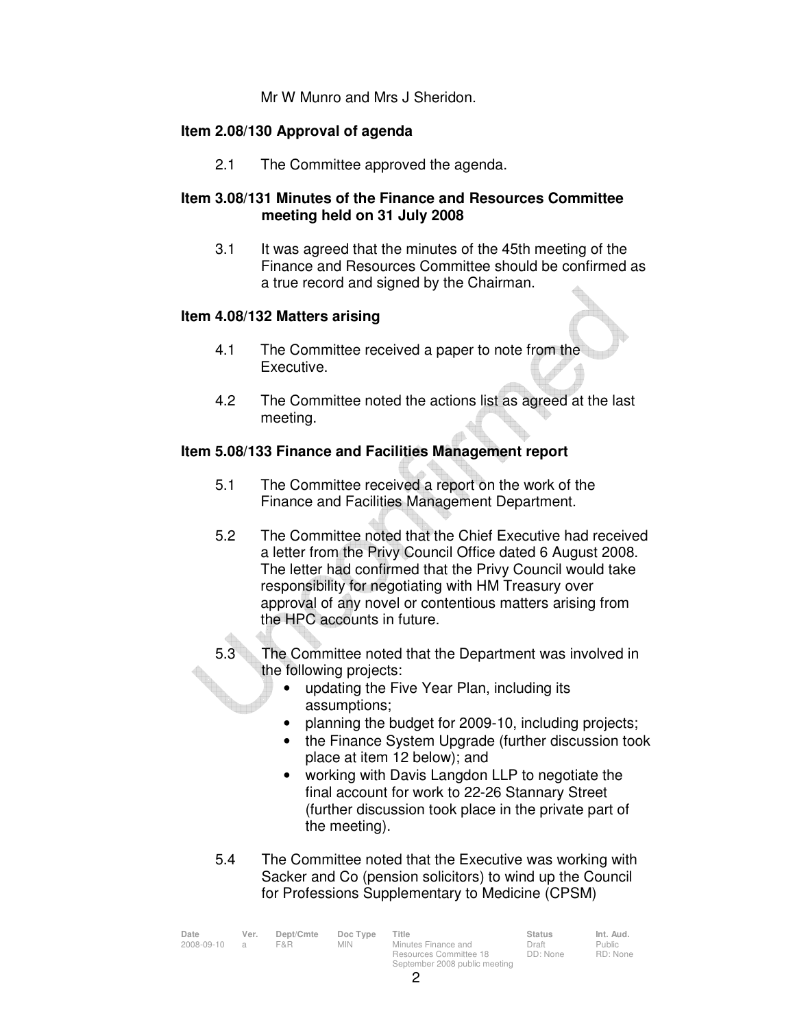Mr W Munro and Mrs J Sheridon.

**Item 2.08/130 Approval of agenda**

2.1 The Committee approved the agenda.

**Item 3.08/131 Minutes of the Finance and Resources Committee meeting held on 31 July 2008**

3.1 It was agreed that the minutes of the 45th meeting of the Finance and Resources Committee should be confirmed as a true record and signed by the Chairman.

**Item 4.08/132 Matters arising**

4.1 The Committee received a paper to note from the Executive.

4.2 The Committee noted the actions list as agreed at the last meeting.

**Item 5.08/133 Finance and Facilities Management report**

5.1 The Committee received a report on the work of the Finance and Facilities Management Department.

5.2 The Committee noted that the Chief Executive had received a letter from the Privy Council Office dated 6 August 2008. The letter had confirmed that the Privy Council would take responsibility for negotiating with HM Treasury over approval of any novel or contentious matters arising from the HPC accounts in future.

5.3 The Committee noted that the Department was involved in the following projects:

- updating the Five Year Plan, including its assumptions;
- planning the budget for 2009-10, including projects;
- the Finance System Upgrade (further discussion took place at item 12 below); and
- working with Davis Langdon LLP to negotiate the final account for work to 22-26 Stannary Street (further discussion took place in the private part of the meeting).

5.4 The Committee noted that the Executive was working with Sacker and Co (pension solicitors) to wind up the Council for Professions Supplementary to Medicine (CPSM)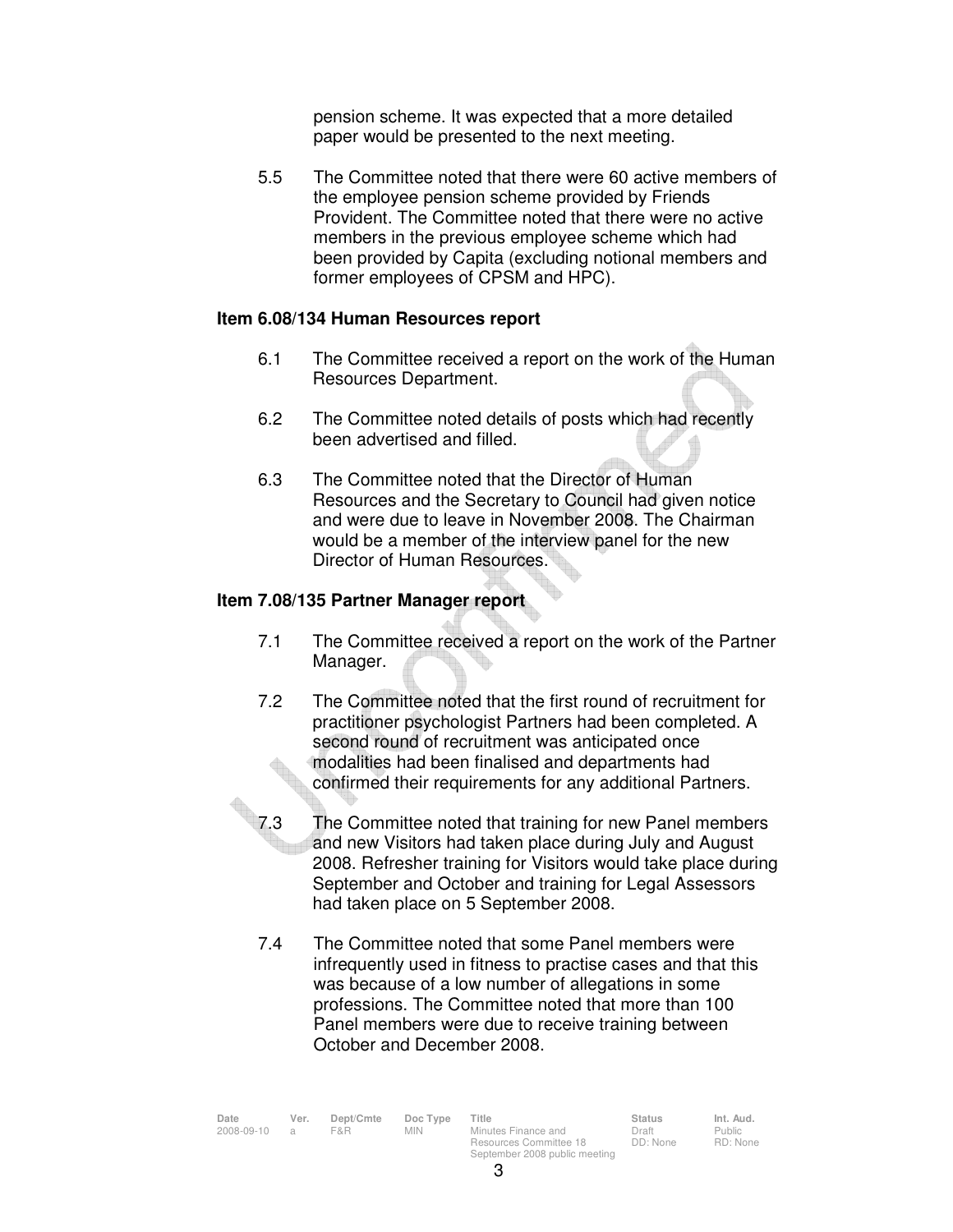pension scheme. It was expected that a more detailed paper would be presented to the next meeting.

5.5 The Committee noted that there were 60 active members of the employee pension scheme provided by Friends Provident. The Committee noted that there were no active members in the previous employee scheme which had been provided by Capita (excluding notional members and former employees of CPSM and HPC).

**Item 6.08/134 Human Resources report**

6.1 The Committee received a report on the work of the Human Resources Department.

6.2 The Committee noted details of posts which had recently been advertised and filled.

6.3 The Committee noted that the Director of Human Resources and the Secretary to Council had given notice and were due to leave in November 2008. The Chairman would be a member of the interview panel for the new Director of Human Resources.

**Item 7.08/135 Partner Manager report**

7.1 The Committee received a report on the work of the Partner Manager.

7.2 The Committee noted that the first round of recruitment for practitioner psychologist Partners had been completed. A second round of recruitment was anticipated once modalities had been finalised and departments had confirmed their requirements for any additional Partners.

7.3 The Committee noted that training for new Panel members and new Visitors had taken place during July and August 2008. Refresher training for Visitors would take place during September and October and training for Legal Assessors had taken place on 5 September 2008.

7.4 The Committee noted that some Panel members were infrequently used in fitness to practise cases and that this was because of a low number of allegations in some professions. The Committee noted that more than 100 Panel members were due to receive training between October and December 2008.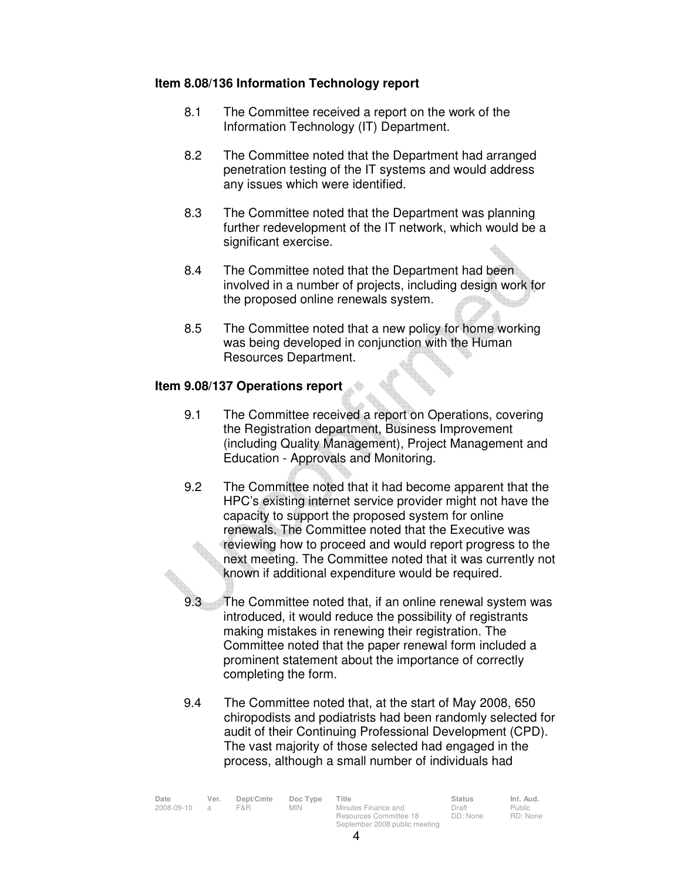**Item 8.08/136 Information Technology report**

8.1 The Committee received a report on the work of the Information Technology (IT) Department.

8.2 The Committee noted that the Department had arranged penetration testing of the IT systems and would address any issues which were identified.

8.3 The Committee noted that the Department was planning further redevelopment of the IT network, which would be a significant exercise.

8.4 The Committee noted that the Department had been involved in a number of projects, including design work for the proposed online renewals system.

8.5 The Committee noted that a new policy for home working was being developed in conjunction with the Human Resources Department.

**Item 9.08/137 Operations report**

9.1 The Committee received a report on Operations, covering the Registration department, Business Improvement (including Quality Management), Project Management and Education - Approvals and Monitoring.

9.2 The Committee noted that it had become apparent that the HPC's existing internet service provider might not have the capacity to support the proposed system for online renewals. The Committee noted that the Executive was reviewing how to proceed and would report progress to the next meeting. The Committee noted that it was currently not known if additional expenditure would be required.

9.3 The Committee noted that, if an online renewal system was introduced, it would reduce the possibility of registrants making mistakes in renewing their registration. The Committee noted that the paper renewal form included a prominent statement about the importance of correctly completing the form.

9.4 The Committee noted that, at the start of May 2008, 650 chiropodists and podiatrists had been randomly selected for audit of their Continuing Professional Development (CPD). The vast majority of those selected had engaged in the process, although a small number of individuals had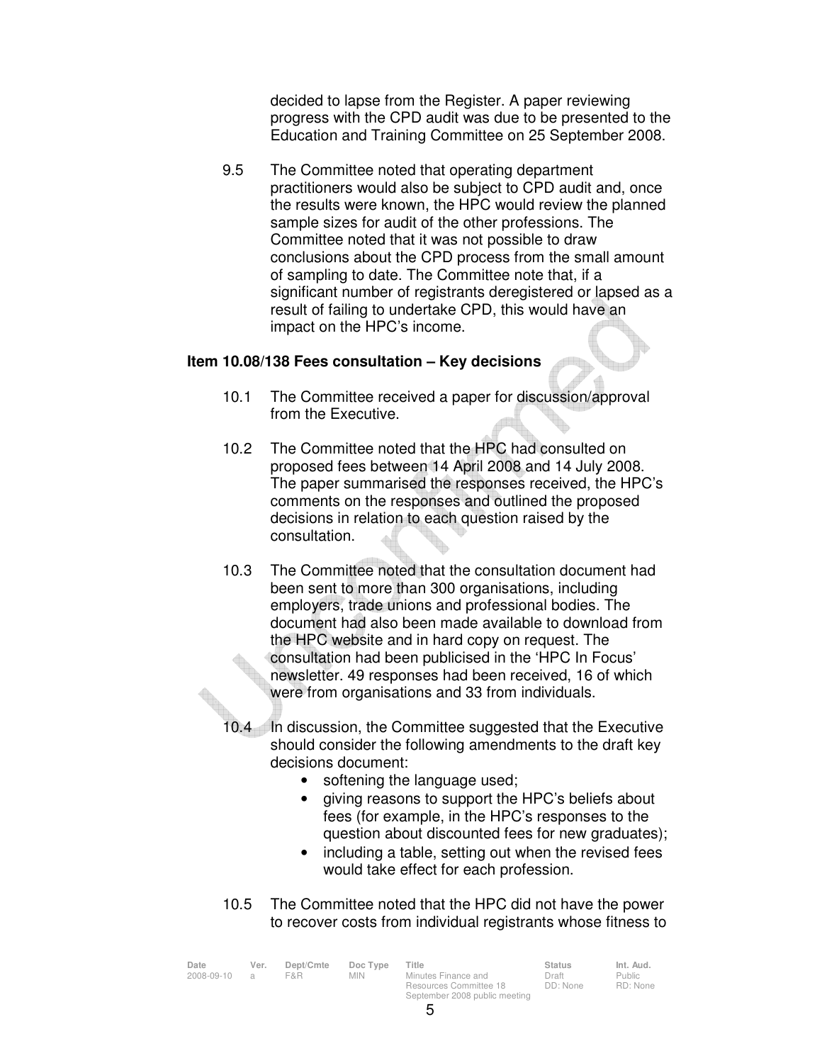decided to lapse from the Register. A paper reviewing progress with the CPD audit was due to be presented to the Education and Training Committee on 25 September 2008.

9.5 The Committee noted that operating department practitioners would also be subject to CPD audit and, once the results were known, the HPC would review the planned sample sizes for audit of the other professions. The Committee noted that it was not possible to draw conclusions about the CPD process from the small amount of sampling to date. The Committee note that, if a significant number of registrants deregistered or lapsed as a result of failing to undertake CPD, this would have an impact on the HPC's income.

**Item 10.08/138 Fees consultation – Key decisions**

10.1 The Committee received a paper for discussion/approval from the Executive.

10.2 The Committee noted that the HPC had consulted on proposed fees between 14 April 2008 and 14 July 2008. The paper summarised the responses received, the HPC's comments on the responses and outlined the proposed decisions in relation to each question raised by the consultation.

10.3 The Committee noted that the consultation document had been sent to more than 300 organisations, including employers, trade unions and professional bodies. The document had also been made available to download from the HPC website and in hard copy on request. The consultation had been publicised in the 'HPC In Focus' newsletter. 49 responses had been received, 16 of which were from organisations and 33 from individuals.

10.4 In discussion, the Committee suggested that the Executive should consider the following amendments to the draft key decisions document:

- softening the language used;
- giving reasons to support the HPC's beliefs about fees (for example, in the HPC's responses to the question about discounted fees for new graduates);
- including a table, setting out when the revised fees would take effect for each profession.

10.5 The Committee noted that the HPC did not have the power to recover costs from individual registrants whose fitness to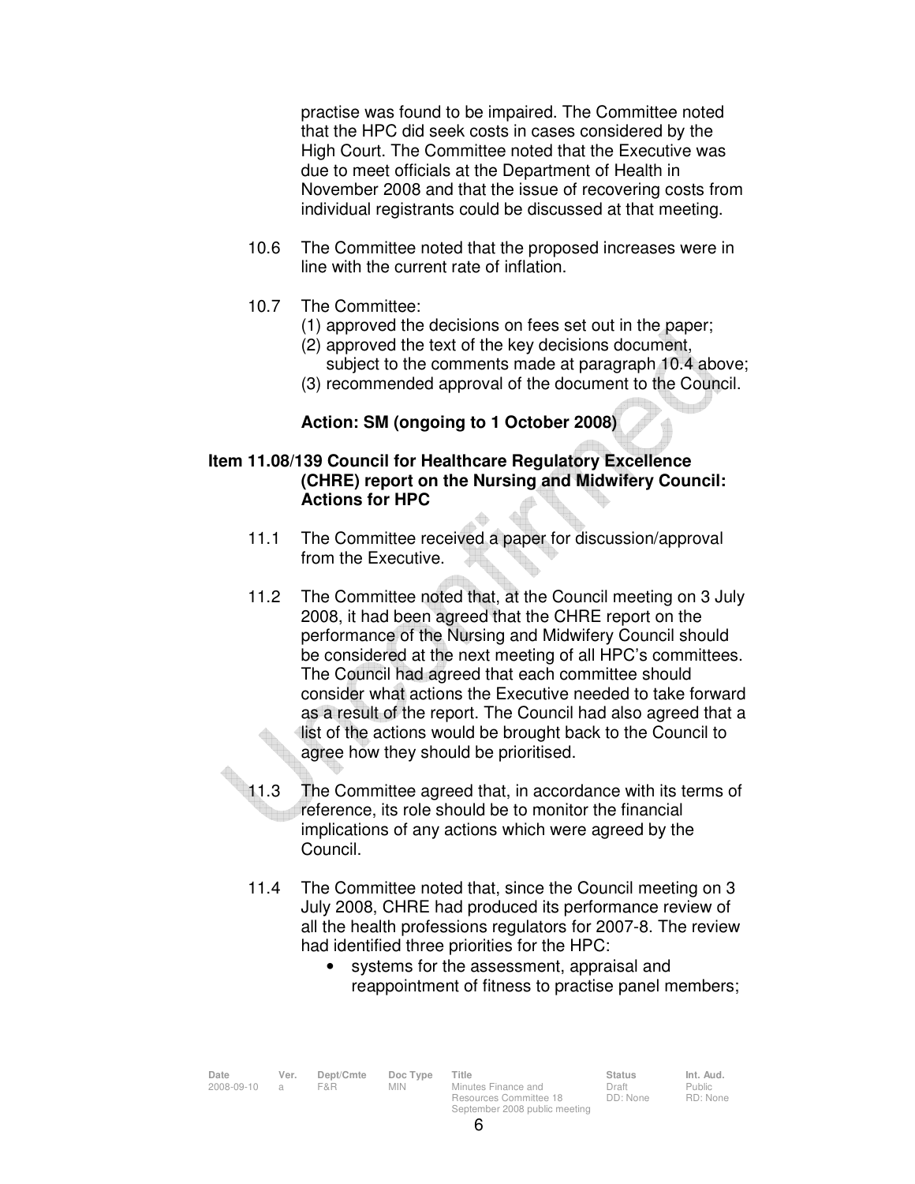practise was found to be impaired. The Committee noted that the HPC did seek costs in cases considered by the High Court. The Committee noted that the Executive was due to meet officials at the Department of Health in November 2008 and that the issue of recovering costs from individual registrants could be discussed at that meeting.

10.6 The Committee noted that the proposed increases were in line with the current rate of inflation.

10.7 The Committee:
(1) approved the decisions on fees set out in the paper;
(2) approved the text of the key decisions document, subject to the comments made at paragraph 10.4 above;
(3) recommended approval of the document to the Council.

**Action: SM (ongoing to 1 October 2008)**

**Item 11.08/139 Council for Healthcare Regulatory Excellence (CHRE) report on the Nursing and Midwifery Council: Actions for HPC**

11.1 The Committee received a paper for discussion/approval from the Executive.

11.2 The Committee noted that, at the Council meeting on 3 July 2008, it had been agreed that the CHRE report on the performance of the Nursing and Midwifery Council should be considered at the next meeting of all HPC's committees. The Council had agreed that each committee should consider what actions the Executive needed to take forward as a result of the report. The Council had also agreed that a list of the actions would be brought back to the Council to agree how they should be prioritised.

11.3 The Committee agreed that, in accordance with its terms of reference, its role should be to monitor the financial implications of any actions which were agreed by the Council.

11.4 The Committee noted that, since the Council meeting on 3 July 2008, CHRE had produced its performance review of all the health professions regulators for 2007-8. The review had identified three priorities for the HPC:

- systems for the assessment, appraisal and reappointment of fitness to practise panel members;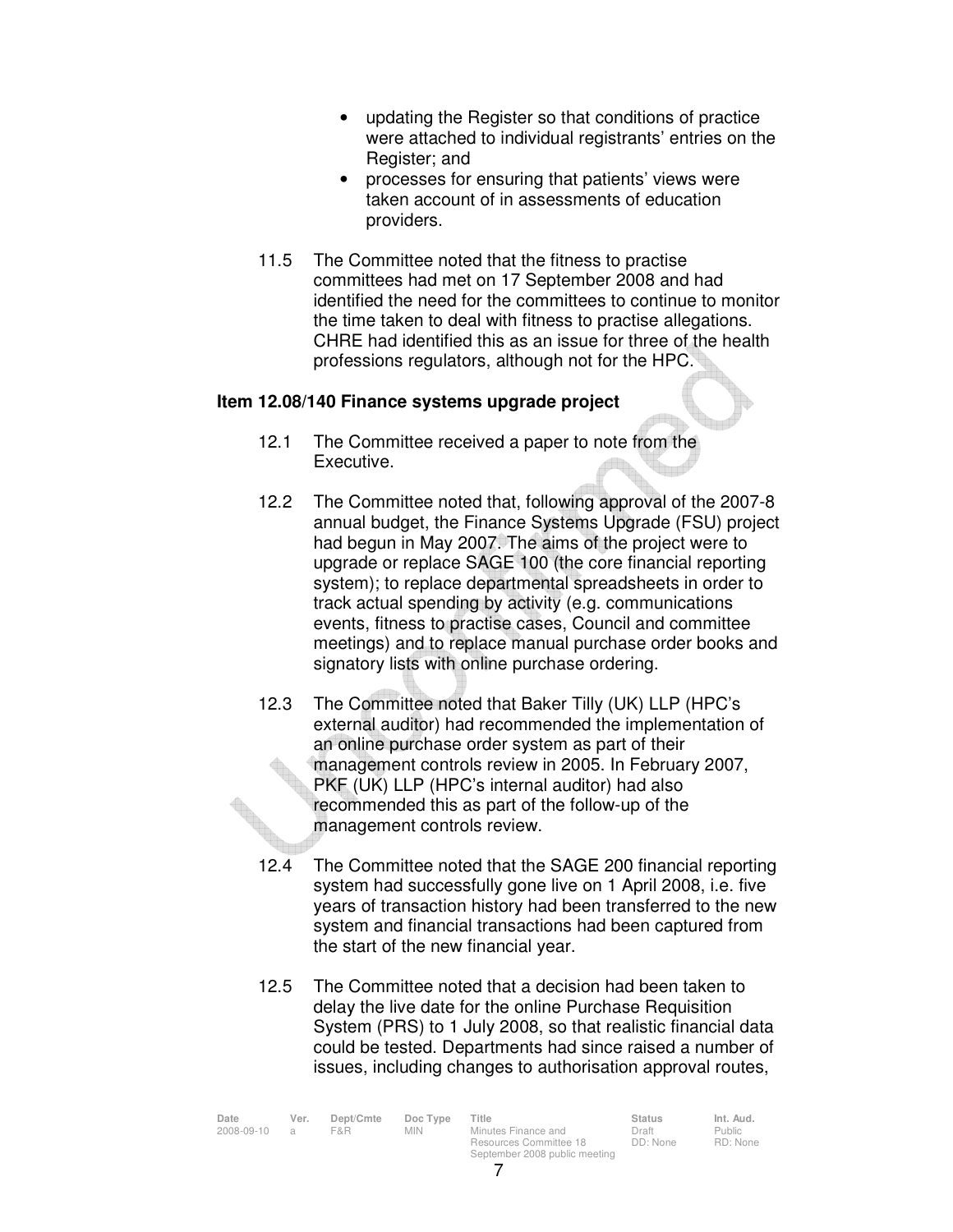- updating the Register so that conditions of practice were attached to individual registrants' entries on the Register; and
- processes for ensuring that patients' views were taken account of in assessments of education providers.

11.5 The Committee noted that the fitness to practise committees had met on 17 September 2008 and had identified the need for the committees to continue to monitor the time taken to deal with fitness to practise allegations. CHRE had identified this as an issue for three of the health professions regulators, although not for the HPC.

**Item 12.08/140 Finance systems upgrade project**

12.1 The Committee received a paper to note from the Executive.

12.2 The Committee noted that, following approval of the 2007-8 annual budget, the Finance Systems Upgrade (FSU) project had begun in May 2007. The aims of the project were to upgrade or replace SAGE 100 (the core financial reporting system); to replace departmental spreadsheets in order to track actual spending by activity (e.g. communications events, fitness to practise cases, Council and committee meetings) and to replace manual purchase order books and signatory lists with online purchase ordering.

12.3 The Committee noted that Baker Tilly (UK) LLP (HPC's external auditor) had recommended the implementation of an online purchase order system as part of their management controls review in 2005. In February 2007, PKF (UK) LLP (HPC's internal auditor) had also recommended this as part of the follow-up of the management controls review.

12.4 The Committee noted that the SAGE 200 financial reporting system had successfully gone live on 1 April 2008, i.e. five years of transaction history had been transferred to the new system and financial transactions had been captured from the start of the new financial year.

12.5 The Committee noted that a decision had been taken to delay the live date for the online Purchase Requisition System (PRS) to 1 July 2008, so that realistic financial data could be tested. Departments had since raised a number of issues, including changes to authorisation approval routes,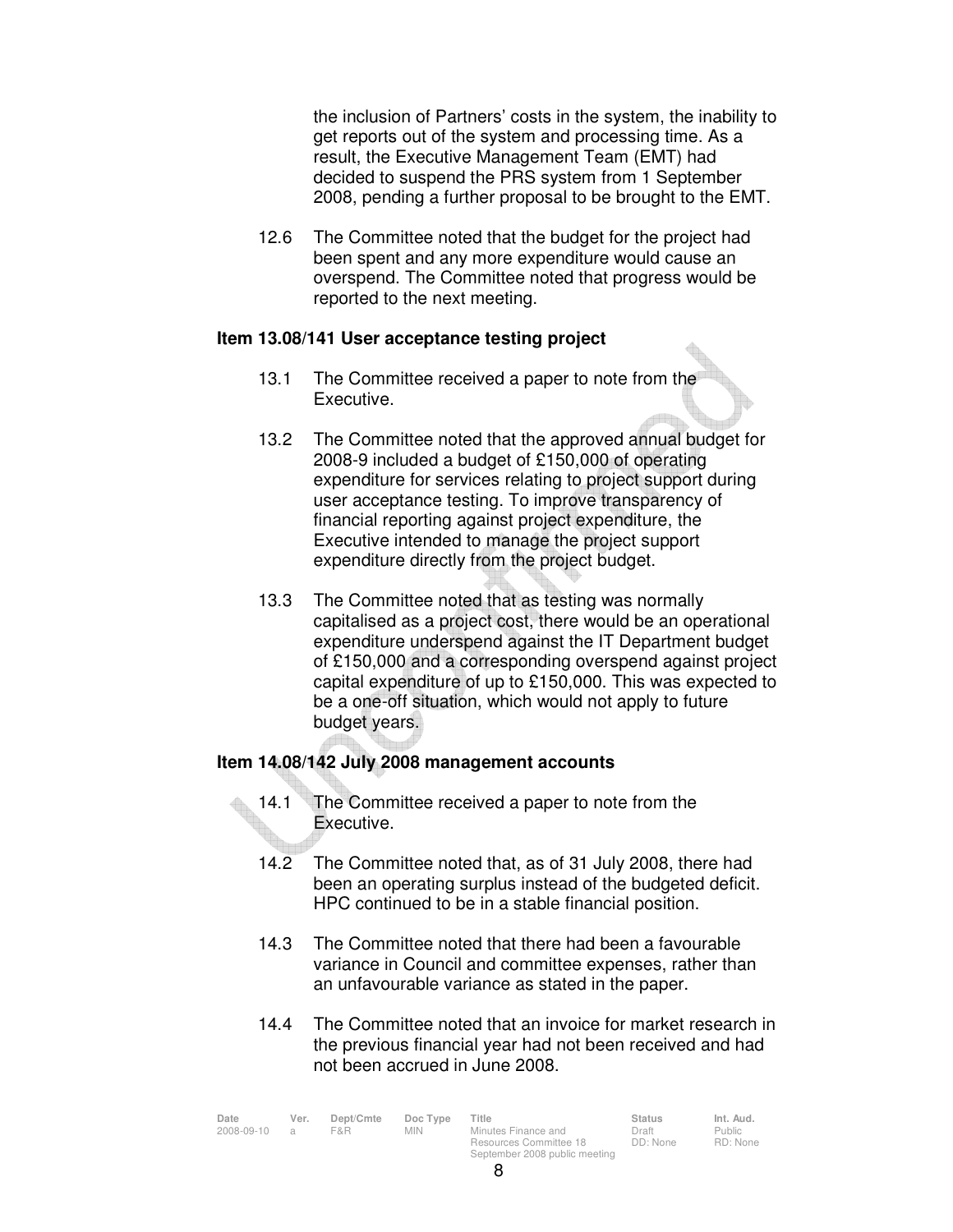the inclusion of Partners' costs in the system, the inability to get reports out of the system and processing time. As a result, the Executive Management Team (EMT) had decided to suspend the PRS system from 1 September 2008, pending a further proposal to be brought to the EMT.

12.6 The Committee noted that the budget for the project had been spent and any more expenditure would cause an overspend. The Committee noted that progress would be reported to the next meeting.

**Item 13.08/141 User acceptance testing project**

13.1 The Committee received a paper to note from the Executive.

13.2 The Committee noted that the approved annual budget for 2008-9 included a budget of £150,000 of operating expenditure for services relating to project support during user acceptance testing. To improve transparency of financial reporting against project expenditure, the Executive intended to manage the project support expenditure directly from the project budget.

13.3 The Committee noted that as testing was normally capitalised as a project cost, there would be an operational expenditure underspend against the IT Department budget of £150,000 and a corresponding overspend against project capital expenditure of up to £150,000. This was expected to be a one-off situation, which would not apply to future budget years.

**Item 14.08/142 July 2008 management accounts**

14.1 The Committee received a paper to note from the Executive.

14.2 The Committee noted that, as of 31 July 2008, there had been an operating surplus instead of the budgeted deficit. HPC continued to be in a stable financial position.

14.3 The Committee noted that there had been a favourable variance in Council and committee expenses, rather than an unfavourable variance as stated in the paper.

14.4 The Committee noted that an invoice for market research in the previous financial year had not been received and had not been accrued in June 2008.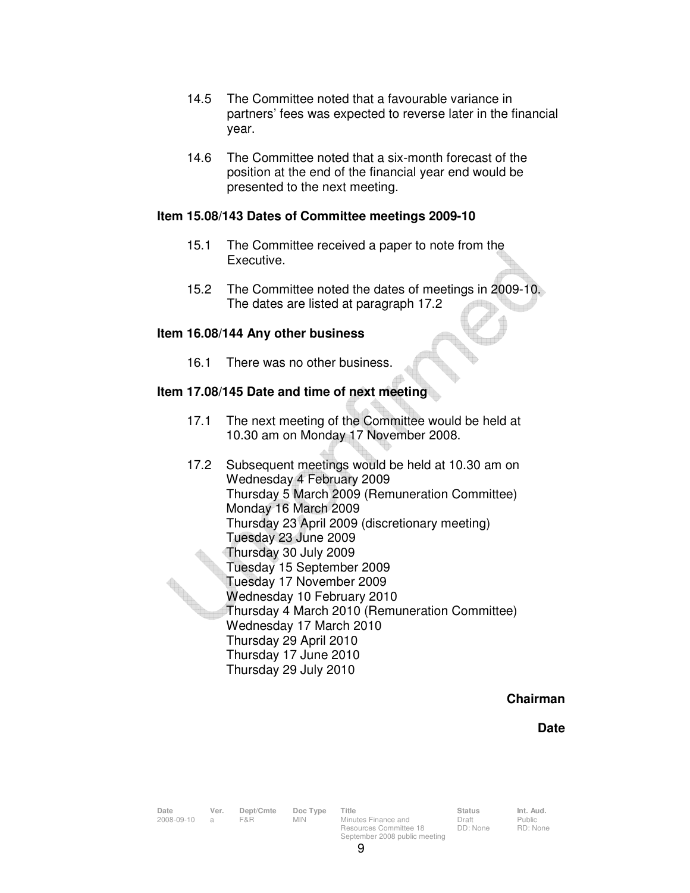14.5 The Committee noted that a favourable variance in partners' fees was expected to reverse later in the financial year.

14.6 The Committee noted that a six-month forecast of the position at the end of the financial year end would be presented to the next meeting.

**Item 15.08/143 Dates of Committee meetings 2009-10**

15.1 The Committee received a paper to note from the Executive.

15.2 The Committee noted the dates of meetings in 2009-10. The dates are listed at paragraph 17.2

**Item 16.08/144 Any other business**

16.1 There was no other business.

**Item 17.08/145 Date and time of next meeting**

17.1 The next meeting of the Committee would be held at 10.30 am on Monday 17 November 2008.

17.2 Subsequent meetings would be held at 10.30 am on
Wednesday 4 February 2009
Thursday 5 March 2009 (Remuneration Committee)
Monday 16 March 2009
Thursday 23 April 2009 (discretionary meeting)
Tuesday 23 June 2009
Thursday 30 July 2009
Tuesday 15 September 2009
Tuesday 17 November 2009
Wednesday 10 February 2010
Thursday 4 March 2010 (Remuneration Committee)
Wednesday 17 March 2010
Thursday 29 April 2010
Thursday 17 June 2010
Thursday 29 July 2010

**Chairman**

**Date**